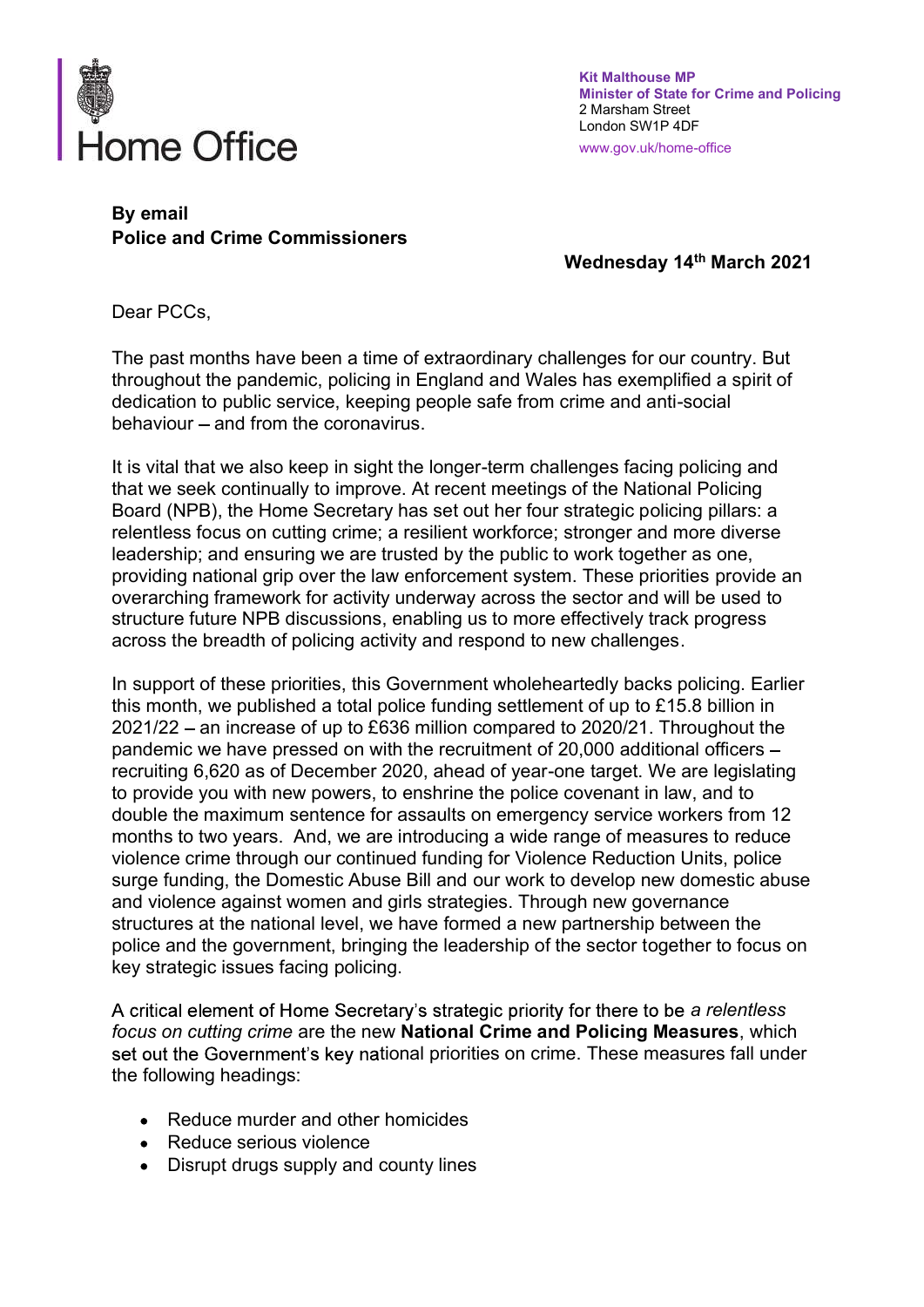Home Office

**Kit Malthouse MP**
**Minister of State for Crime and Policing**
2 Marsham Street
London SW1P 4DF
www.gov.uk/home-office

**By email**
**Police and Crime Commissioners**

**Wednesday 14th March 2021**

Dear PCCs,

The past months have been a time of extraordinary challenges for our country. But throughout the pandemic, policing in England and Wales has exemplified a spirit of dedication to public service, keeping people safe from crime and anti-social behaviour – and from the coronavirus.

It is vital that we also keep in sight the longer-term challenges facing policing and that we seek continually to improve. At recent meetings of the National Policing Board (NPB), the Home Secretary has set out her four strategic policing pillars: a relentless focus on cutting crime; a resilient workforce; stronger and more diverse leadership; and ensuring we are trusted by the public to work together as one, providing national grip over the law enforcement system. These priorities provide an overarching framework for activity underway across the sector and will be used to structure future NPB discussions, enabling us to more effectively track progress across the breadth of policing activity and respond to new challenges.

In support of these priorities, this Government wholeheartedly backs policing. Earlier this month, we published a total police funding settlement of up to £15.8 billion in 2021/22 – an increase of up to £636 million compared to 2020/21. Throughout the pandemic we have pressed on with the recruitment of 20,000 additional officers – recruiting 6,620 as of December 2020, ahead of year-one target. We are legislating to provide you with new powers, to enshrine the police covenant in law, and to double the maximum sentence for assaults on emergency service workers from 12 months to two years. And, we are introducing a wide range of measures to reduce violence crime through our continued funding for Violence Reduction Units, police surge funding, the Domestic Abuse Bill and our work to develop new domestic abuse and violence against women and girls strategies. Through new governance structures at the national level, we have formed a new partnership between the police and the government, bringing the leadership of the sector together to focus on key strategic issues facing policing.

A critical element of Home Secretary's strategic priority for there to be *a relentless focus on cutting crime* are the new **National Crime and Policing Measures**, which set out the Government's key national priorities on crime. These measures fall under the following headings:

- Reduce murder and other homicides
- Reduce serious violence
- Disrupt drugs supply and county lines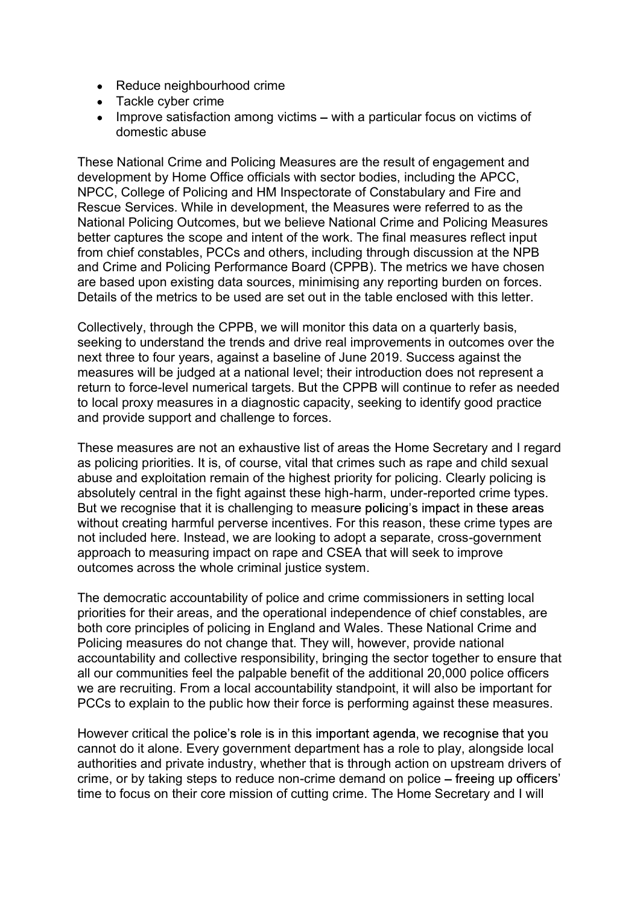- Reduce neighbourhood crime
- Tackle cyber crime
- Improve satisfaction among victims – with a particular focus on victims of domestic abuse

These National Crime and Policing Measures are the result of engagement and development by Home Office officials with sector bodies, including the APCC, NPCC, College of Policing and HM Inspectorate of Constabulary and Fire and Rescue Services. While in development, the Measures were referred to as the National Policing Outcomes, but we believe National Crime and Policing Measures better captures the scope and intent of the work. The final measures reflect input from chief constables, PCCs and others, including through discussion at the NPB and Crime and Policing Performance Board (CPPB). The metrics we have chosen are based upon existing data sources, minimising any reporting burden on forces. Details of the metrics to be used are set out in the table enclosed with this letter.

Collectively, through the CPPB, we will monitor this data on a quarterly basis, seeking to understand the trends and drive real improvements in outcomes over the next three to four years, against a baseline of June 2019. Success against the measures will be judged at a national level; their introduction does not represent a return to force-level numerical targets. But the CPPB will continue to refer as needed to local proxy measures in a diagnostic capacity, seeking to identify good practice and provide support and challenge to forces.

These measures are not an exhaustive list of areas the Home Secretary and I regard as policing priorities. It is, of course, vital that crimes such as rape and child sexual abuse and exploitation remain of the highest priority for policing. Clearly policing is absolutely central in the fight against these high-harm, under-reported crime types. But we recognise that it is challenging to measure policing's impact in these areas without creating harmful perverse incentives. For this reason, these crime types are not included here. Instead, we are looking to adopt a separate, cross-government approach to measuring impact on rape and CSEA that will seek to improve outcomes across the whole criminal justice system.

The democratic accountability of police and crime commissioners in setting local priorities for their areas, and the operational independence of chief constables, are both core principles of policing in England and Wales. These National Crime and Policing measures do not change that. They will, however, provide national accountability and collective responsibility, bringing the sector together to ensure that all our communities feel the palpable benefit of the additional 20,000 police officers we are recruiting. From a local accountability standpoint, it will also be important for PCCs to explain to the public how their force is performing against these measures.

However critical the police's role is in this important agenda, we recognise that you cannot do it alone. Every government department has a role to play, alongside local authorities and private industry, whether that is through action on upstream drivers of crime, or by taking steps to reduce non-crime demand on police – freeing up officers' time to focus on their core mission of cutting crime. The Home Secretary and I will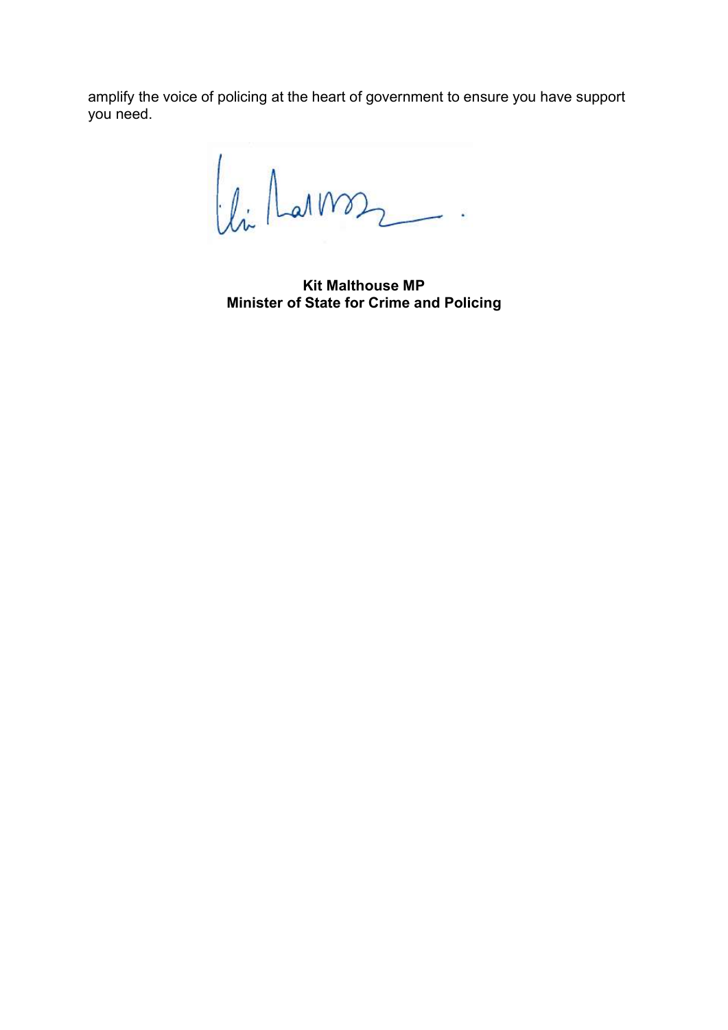amplify the voice of policing at the heart of government to ensure you have support you need.

**Kit Malthouse MP**
**Minister of State for Crime and Policing**